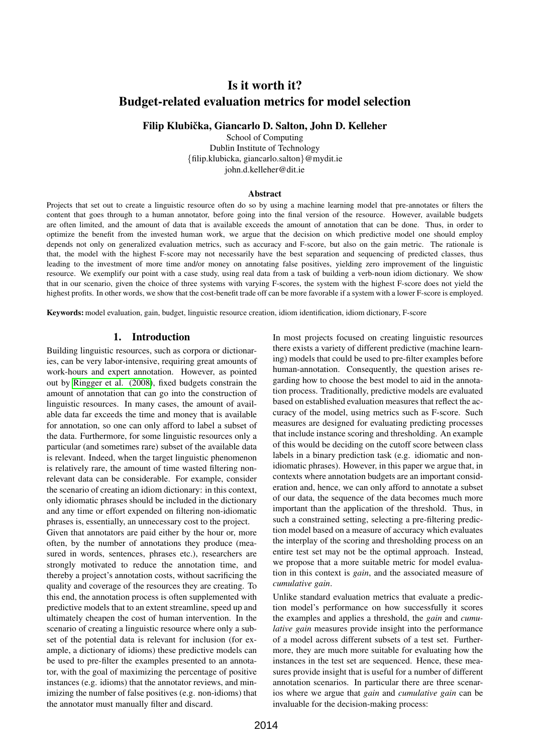# Is it worth it?
# Budget-related evaluation metrics for model selection

**Filip Klubička, Giancarlo D. Salton, John D. Kelleher**

School of Computing
Dublin Institute of Technology
{filip.klubicka, giancarlo.salton}@mydit.ie
john.d.kelleher@dit.ie

### Abstract

Projects that set out to create a linguistic resource often do so by using a machine learning model that pre-annotates or filters the content that goes through to a human annotator, before going into the final version of the resource. However, available budgets are often limited, and the amount of data that is available exceeds the amount of annotation that can be done. Thus, in order to optimize the benefit from the invested human work, we argue that the decision on which predictive model one should employ depends not only on generalized evaluation metrics, such as accuracy and F-score, but also on the gain metric. The rationale is that, the model with the highest F-score may not necessarily have the best separation and sequencing of predicted classes, thus leading to the investment of more time and/or money on annotating false positives, yielding zero improvement of the linguistic resource. We exemplify our point with a case study, using real data from a task of building a verb-noun idiom dictionary. We show that in our scenario, given the choice of three systems with varying F-scores, the system with the highest F-score does not yield the highest profits. In other words, we show that the cost-benefit trade off can be more favorable if a system with a lower F-score is employed.

**Keywords:** model evaluation, gain, budget, linguistic resource creation, idiom identification, idiom dictionary, F-score

## 1. Introduction

Building linguistic resources, such as corpora or dictionaries, can be very labor-intensive, requiring great amounts of work-hours and expert annotation. However, as pointed out by Ringger et al. (2008), fixed budgets constrain the amount of annotation that can go into the construction of linguistic resources. In many cases, the amount of available data far exceeds the time and money that is available for annotation, so one can only afford to label a subset of the data. Furthermore, for some linguistic resources only a particular (and sometimes rare) subset of the available data is relevant. Indeed, when the target linguistic phenomenon is relatively rare, the amount of time wasted filtering non-relevant data can be considerable. For example, consider the scenario of creating an idiom dictionary: in this context, only idiomatic phrases should be included in the dictionary and any time or effort expended on filtering non-idiomatic phrases is, essentially, an unnecessary cost to the project.

Given that annotators are paid either by the hour or, more often, by the number of annotations they produce (measured in words, sentences, phrases etc.), researchers are strongly motivated to reduce the annotation time, and thereby a project's annotation costs, without sacrificing the quality and coverage of the resources they are creating. To this end, the annotation process is often supplemented with predictive models that to an extent streamline, speed up and ultimately cheapen the cost of human intervention. In the scenario of creating a linguistic resource where only a subset of the potential data is relevant for inclusion (for example, a dictionary of idioms) these predictive models can be used to pre-filter the examples presented to an annotator, with the goal of maximizing the percentage of positive instances (e.g. idioms) that the annotator reviews, and minimizing the number of false positives (e.g. non-idioms) that the annotator must manually filter and discard.

In most projects focused on creating linguistic resources there exists a variety of different predictive (machine learning) models that could be used to pre-filter examples before human-annotation. Consequently, the question arises regarding how to choose the best model to aid in the annotation process. Traditionally, predictive models are evaluated based on established evaluation measures that reflect the accuracy of the model, using metrics such as F-score. Such measures are designed for evaluating predicting processes that include instance scoring and thresholding. An example of this would be deciding on the cutoff score between class labels in a binary prediction task (e.g. idiomatic and non-idiomatic phrases). However, in this paper we argue that, in contexts where annotation budgets are an important consideration and, hence, we can only afford to annotate a subset of our data, the sequence of the data becomes much more important than the application of the threshold. Thus, in such a constrained setting, selecting a pre-filtering prediction model based on a measure of accuracy which evaluates the interplay of the scoring and thresholding process on an entire test set may not be the optimal approach. Instead, we propose that a more suitable metric for model evaluation in this context is *gain*, and the associated measure of *cumulative gain*.

Unlike standard evaluation metrics that evaluate a prediction model's performance on how successfully it scores the examples and applies a threshold, the *gain* and *cumulative gain* measures provide insight into the performance of a model across different subsets of a test set. Furthermore, they are much more suitable for evaluating how the instances in the test set are sequenced. Hence, these measures provide insight that is useful for a number of different annotation scenarios. In particular there are three scenarios where we argue that *gain* and *cumulative gain* can be invaluable for the decision-making process: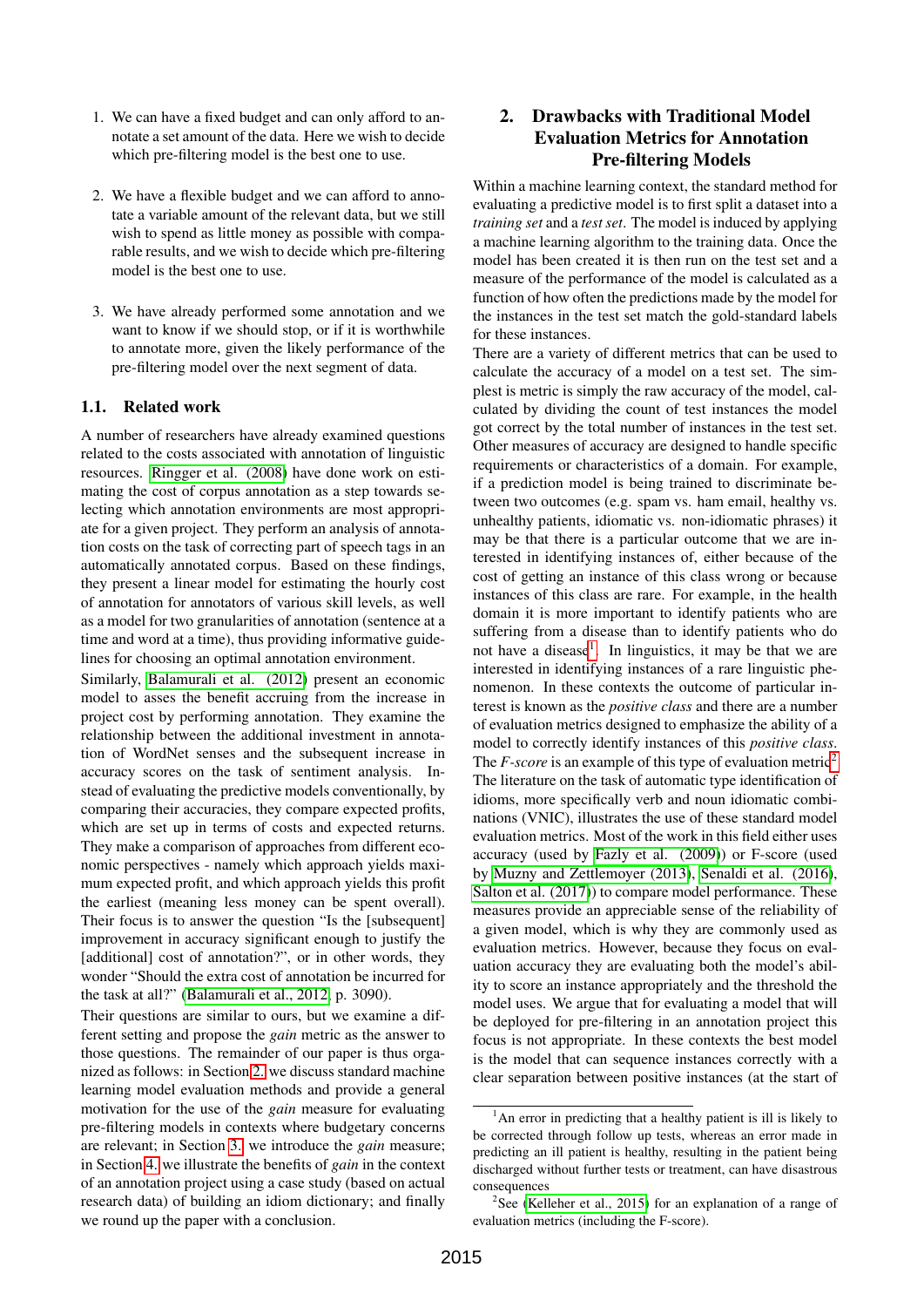1. We can have a fixed budget and can only afford to annotate a set amount of the data. Here we wish to decide which pre-filtering model is the best one to use.

2. We have a flexible budget and we can afford to annotate a variable amount of the relevant data, but we still wish to spend as little money as possible with comparable results, and we wish to decide which pre-filtering model is the best one to use.

3. We have already performed some annotation and we want to know if we should stop, or if it is worthwhile to annotate more, given the likely performance of the pre-filtering model over the next segment of data.

### 1.1. Related work

A number of researchers have already examined questions related to the costs associated with annotation of linguistic resources. Ringger et al. (2008) have done work on estimating the cost of corpus annotation as a step towards selecting which annotation environments are most appropriate for a given project. They perform an analysis of annotation costs on the task of correcting part of speech tags in an automatically annotated corpus. Based on these findings, they present a linear model for estimating the hourly cost of annotation for annotators of various skill levels, as well as a model for two granularities of annotation (sentence at a time and word at a time), thus providing informative guidelines for choosing an optimal annotation environment.

Similarly, Balamurali et al. (2012) present an economic model to asses the benefit accruing from the increase in project cost by performing annotation. They examine the relationship between the additional investment in annotation of WordNet senses and the subsequent increase in accuracy scores on the task of sentiment analysis. Instead of evaluating the predictive models conventionally, by comparing their accuracies, they compare expected profits, which are set up in terms of costs and expected returns. They make a comparison of approaches from different economic perspectives - namely which approach yields maximum expected profit, and which approach yields this profit the earliest (meaning less money can be spent overall). Their focus is to answer the question "Is the [subsequent] improvement in accuracy significant enough to justify the [additional] cost of annotation?", or in other words, they wonder "Should the extra cost of annotation be incurred for the task at all?" (Balamurali et al., 2012, p. 3090).

Their questions are similar to ours, but we examine a different setting and propose the *gain* metric as the answer to those questions. The remainder of our paper is thus organized as follows: in Section 2. we discuss standard machine learning model evaluation methods and provide a general motivation for the use of the *gain* measure for evaluating pre-filtering models in contexts where budgetary concerns are relevant; in Section 3. we introduce the *gain* measure; in Section 4. we illustrate the benefits of *gain* in the context of an annotation project using a case study (based on actual research data) of building an idiom dictionary; and finally we round up the paper with a conclusion.

## 2. Drawbacks with Traditional Model Evaluation Metrics for Annotation Pre-filtering Models

Within a machine learning context, the standard method for evaluating a predictive model is to first split a dataset into a *training set* and a *test set*. The model is induced by applying a machine learning algorithm to the training data. Once the model has been created it is then run on the test set and a measure of the performance of the model is calculated as a function of how often the predictions made by the model for the instances in the test set match the gold-standard labels for these instances.

There are a variety of different metrics that can be used to calculate the accuracy of a model on a test set. The simplest is metric is simply the raw accuracy of the model, calculated by dividing the count of test instances the model got correct by the total number of instances in the test set. Other measures of accuracy are designed to handle specific requirements or characteristics of a domain. For example, if a prediction model is being trained to discriminate between two outcomes (e.g. spam vs. ham email, healthy vs. unhealthy patients, idiomatic vs. non-idiomatic phrases) it may be that there is a particular outcome that we are interested in identifying instances of, either because of the cost of getting an instance of this class wrong or because instances of this class are rare. For example, in the health domain it is more important to identify patients who are suffering from a disease than to identify patients who do not have a disease[1]. In linguistics, it may be that we are interested in identifying instances of a rare linguistic phenomenon. In these contexts the outcome of particular interest is known as the *positive class* and there are a number of evaluation metrics designed to emphasize the ability of a model to correctly identify instances of this *positive class*. The *F-score* is an example of this type of evaluation metric[2].

The literature on the task of automatic type identification of idioms, more specifically verb and noun idiomatic combinations (VNIC), illustrates the use of these standard model evaluation metrics. Most of the work in this field either uses accuracy (used by Fazly et al. (2009)) or F-score (used by Muzny and Zettlemoyer (2013), Senaldi et al. (2016), Salton et al. (2017)) to compare model performance. These measures provide an appreciable sense of the reliability of a given model, which is why they are commonly used as evaluation metrics. However, because they focus on evaluation accuracy they are evaluating both the model's ability to score an instance appropriately and the threshold the model uses. We argue that for evaluating a model that will be deployed for pre-filtering in an annotation project this focus is not appropriate. In these contexts the best model is the model that can sequence instances correctly with a clear separation between positive instances (at the start of

[1] An error in predicting that a healthy patient is ill is likely to be corrected through follow up tests, whereas an error made in predicting an ill patient is healthy, resulting in the patient being discharged without further tests or treatment, can have disastrous consequences

[2] See (Kelleher et al., 2015) for an explanation of a range of evaluation metrics (including the F-score).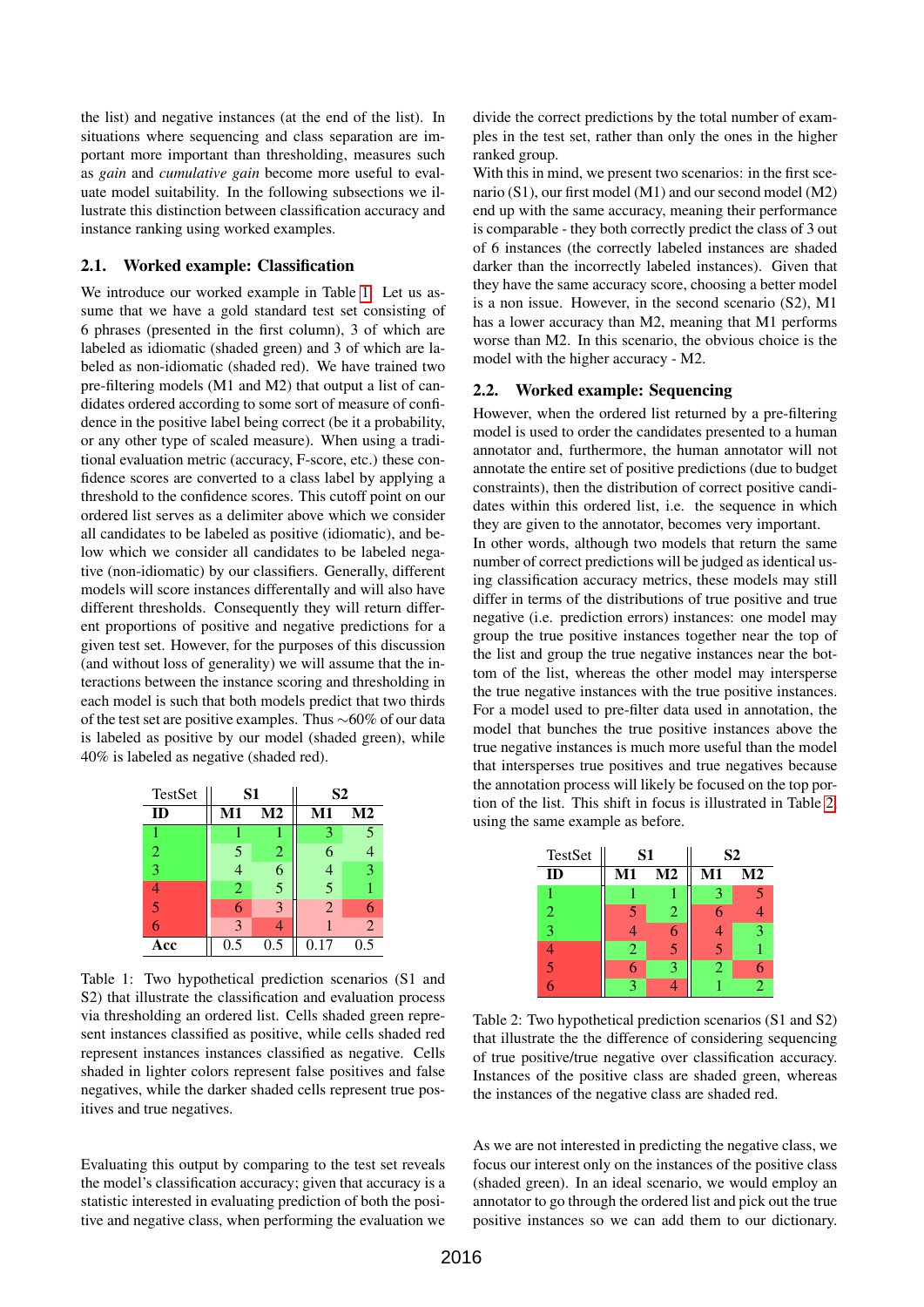the list) and negative instances (at the end of the list). In situations where sequencing and class separation are important more important than thresholding, measures such as *gain* and *cumulative gain* become more useful to evaluate model suitability. In the following subsections we illustrate this distinction between classification accuracy and instance ranking using worked examples.

### 2.1. Worked example: Classification

We introduce our worked example in Table 1. Let us assume that we have a gold standard test set consisting of 6 phrases (presented in the first column), 3 of which are labeled as idiomatic (shaded green) and 3 of which are labeled as non-idiomatic (shaded red). We have trained two pre-filtering models (M1 and M2) that output a list of candidates ordered according to some sort of measure of confidence in the positive label being correct (be it a probability, or any other type of scaled measure). When using a traditional evaluation metric (accuracy, F-score, etc.) these confidence scores are converted to a class label by applying a threshold to the confidence scores. This cutoff point on our ordered list serves as a delimiter above which we consider all candidates to be labeled as positive (idiomatic), and below which we consider all candidates to be labeled negative (non-idiomatic) by our classifiers. Generally, different models will score instances differentally and will also have different thresholds. Consequently they will return different proportions of positive and negative predictions for a given test set. However, for the purposes of this discussion (and without loss of generality) we will assume that the interactions between the instance scoring and thresholding in each model is such that both models predict that two thirds of the test set are positive examples. Thus ∼60% of our data is labeled as positive by our model (shaded green), while 40% is labeled as negative (shaded red).

| TestSet | S1 | | S2 | |
|---|---|---|---|---|
| **ID** | **M1** | **M2** | **M1** | **M2** |
| 1 | 1 | 1 | 3 | 5 |
| 2 | 5 | 2 | 6 | 4 |
| 3 | 4 | 6 | 4 | 3 |
| 4 | 2 | 5 | 5 | 1 |
| 5 | 6 | 3 | 2 | 6 |
| 6 | 3 | 4 | 1 | 2 |
| **Acc** | 0.5 | 0.5 | 0.17 | 0.5 |

Table 1: Two hypothetical prediction scenarios (S1 and S2) that illustrate the classification and evaluation process via thresholding an ordered list. Cells shaded green represent instances classified as positive, while cells shaded red represent instances instances classified as negative. Cells shaded in lighter colors represent false positives and false negatives, while the darker shaded cells represent true positives and true negatives.

Evaluating this output by comparing to the test set reveals the model's classification accuracy; given that accuracy is a statistic interested in evaluating prediction of both the positive and negative class, when performing the evaluation we divide the correct predictions by the total number of examples in the test set, rather than only the ones in the higher ranked group.

With this in mind, we present two scenarios: in the first scenario (S1), our first model (M1) and our second model (M2) end up with the same accuracy, meaning their performance is comparable - they both correctly predict the class of 3 out of 6 instances (the correctly labeled instances are shaded darker than the incorrectly labeled instances). Given that they have the same accuracy score, choosing a better model is a non issue. However, in the second scenario (S2), M1 has a lower accuracy than M2, meaning that M1 performs worse than M2. In this scenario, the obvious choice is the model with the higher accuracy - M2.

### 2.2. Worked example: Sequencing

However, when the ordered list returned by a pre-filtering model is used to order the candidates presented to a human annotator and, furthermore, the human annotator will not annotate the entire set of positive predictions (due to budget constraints), then the distribution of correct positive candidates within this ordered list, i.e. the sequence in which they are given to the annotator, becomes very important.

In other words, although two models that return the same number of correct predictions will be judged as identical using classification accuracy metrics, these models may still differ in terms of the distributions of true positive and true negative (i.e. prediction errors) instances: one model may group the true positive instances together near the top of the list and group the true negative instances near the bottom of the list, whereas the other model may intersperse the true negative instances with the true positive instances. For a model used to pre-filter data used in annotation, the model that bunches the true positive instances above the true negative instances is much more useful than the model that intersperses true positives and true negatives because the annotation process will likely be focused on the top portion of the list. This shift in focus is illustrated in Table 2 using the same example as before.

| TestSet | S1 | | S2 | |
|---|---|---|---|---|
| **ID** | **M1** | **M2** | **M1** | **M2** |
| 1 | 1 | 1 | 3 | 5 |
| 2 | 5 | 2 | 6 | 4 |
| 3 | 4 | 6 | 4 | 3 |
| 4 | 2 | 5 | 5 | 1 |
| 5 | 6 | 3 | 2 | 6 |
| 6 | 3 | 4 | 1 | 2 |

Table 2: Two hypothetical prediction scenarios (S1 and S2) that illustrate the the difference of considering sequencing of true positive/true negative over classification accuracy. Instances of the positive class are shaded green, whereas the instances of the negative class are shaded red.

As we are not interested in predicting the negative class, we focus our interest only on the instances of the positive class (shaded green). In an ideal scenario, we would employ an annotator to go through the ordered list and pick out the true positive instances so we can add them to our dictionary.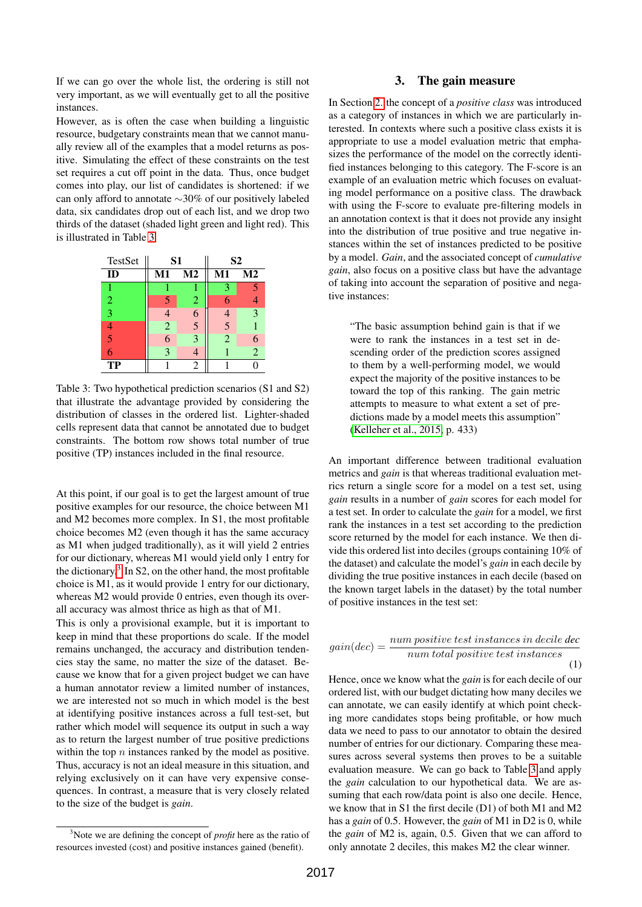If we can go over the whole list, the ordering is still not very important, as we will eventually get to all the positive instances.

However, as is often the case when building a linguistic resource, budgetary constraints mean that we cannot manually review all of the examples that a model returns as positive. Simulating the effect of these constraints on the test set requires a cut off point in the data. Thus, once budget comes into play, our list of candidates is shortened: if we can only afford to annotate ∼30% of our positively labeled data, six candidates drop out of each list, and we drop two thirds of the dataset (shaded light green and light red). This is illustrated in Table 3.

| TestSet | S1 | | S2 | |
|---|---|---|---|---|
| **ID** | **M1** | **M2** | **M1** | **M2** |
| 1 | 1 | 1 | 3 | 5 |
| 2 | 5 | 2 | 6 | 4 |
| 3 | 4 | 6 | 4 | 3 |
| 4 | 2 | 5 | 5 | 1 |
| 5 | 6 | 3 | 2 | 6 |
| 6 | 3 | 4 | 1 | 2 |
| **TP** | 1 | 2 | 1 | 0 |

Table 3: Two hypothetical prediction scenarios (S1 and S2) that illustrate the advantage provided by considering the distribution of classes in the ordered list. Lighter-shaded cells represent data that cannot be annotated due to budget constraints. The bottom row shows total number of true positive (TP) instances included in the final resource.

At this point, if our goal is to get the largest amount of true positive examples for our resource, the choice between M1 and M2 becomes more complex. In S1, the most profitable choice becomes M2 (even though it has the same accuracy as M1 when judged traditionally), as it will yield 2 entries for our dictionary, whereas M1 would yield only 1 entry for the dictionary.[3] In S2, on the other hand, the most profitable choice is M1, as it would provide 1 entry for our dictionary, whereas M2 would provide 0 entries, even though its overall accuracy was almost thrice as high as that of M1.

This is only a provisional example, but it is important to keep in mind that these proportions do scale. If the model remains unchanged, the accuracy and distribution tendencies stay the same, no matter the size of the dataset. Because we know that for a given project budget we can have a human annotator review a limited number of instances, we are interested not so much in which model is the best at identifying positive instances across a full test-set, but rather which model will sequence its output in such a way as to return the largest number of true positive predictions within the top $n$ instances ranked by the model as positive. Thus, accuracy is not an ideal measure in this situation, and relying exclusively on it can have very expensive consequences. In contrast, a measure that is very closely related to the size of the budget is *gain*.

[3] Note we are defining the concept of *profit* here as the ratio of resources invested (cost) and positive instances gained (benefit).

## 3. The gain measure

In Section 2, the concept of a *positive class* was introduced as a category of instances in which we are particularly interested. In contexts where such a positive class exists it is appropriate to use a model evaluation metric that emphasizes the performance of the model on the correctly identified instances belonging to this category. The F-score is an example of an evaluation metric which focuses on evaluating model performance on a positive class. The drawback with using the F-score to evaluate pre-filtering models in an annotation context is that it does not provide any insight into the distribution of true positive and true negative instances within the set of instances predicted to be positive by a model. *Gain*, and the associated concept of *cumulative gain*, also focus on a positive class but have the advantage of taking into account the separation of positive and negative instances:

> "The basic assumption behind gain is that if we were to rank the instances in a test set in descending order of the prediction scores assigned to them by a well-performing model, we would expect the majority of the positive instances to be toward the top of this ranking. The gain metric attempts to measure to what extent a set of predictions made by a model meets this assumption" (Kelleher et al., 2015, p. 433)

An important difference between traditional evaluation metrics and *gain* is that whereas traditional evaluation metrics return a single score for a model on a test set, using *gain* results in a number of *gain* scores for each model for a test set. In order to calculate the *gain* for a model, we first rank the instances in a test set according to the prediction score returned by the model for each instance. We then divide this ordered list into deciles (groups containing 10% of the dataset) and calculate the model's *gain* in each decile by dividing the true positive instances in each decile (based on the known target labels in the dataset) by the total number of positive instances in the test set:

$$gain(dec) = \frac{num\ positive\ test\ instances\ in\ decile\ dec}{num\ total\ positive\ test\ instances} \quad (1)$$

Hence, once we know what the *gain* is for each decile of our ordered list, with our budget dictating how many deciles we can annotate, we can easily identify at which point checking more candidates stops being profitable, or how much data we need to pass to our annotator to obtain the desired number of entries for our dictionary. Comparing these measures across several systems then proves to be a suitable evaluation measure. We can go back to Table 3 and apply the *gain* calculation to our hypothetical data. We are assuming that each row/data point is also one decile. Hence, we know that in S1 the first decile (D1) of both M1 and M2 has a *gain* of 0.5. However, the *gain* of M1 in D2 is 0, while the *gain* of M2 is, again, 0.5. Given that we can afford to only annotate 2 deciles, this makes M2 the clear winner.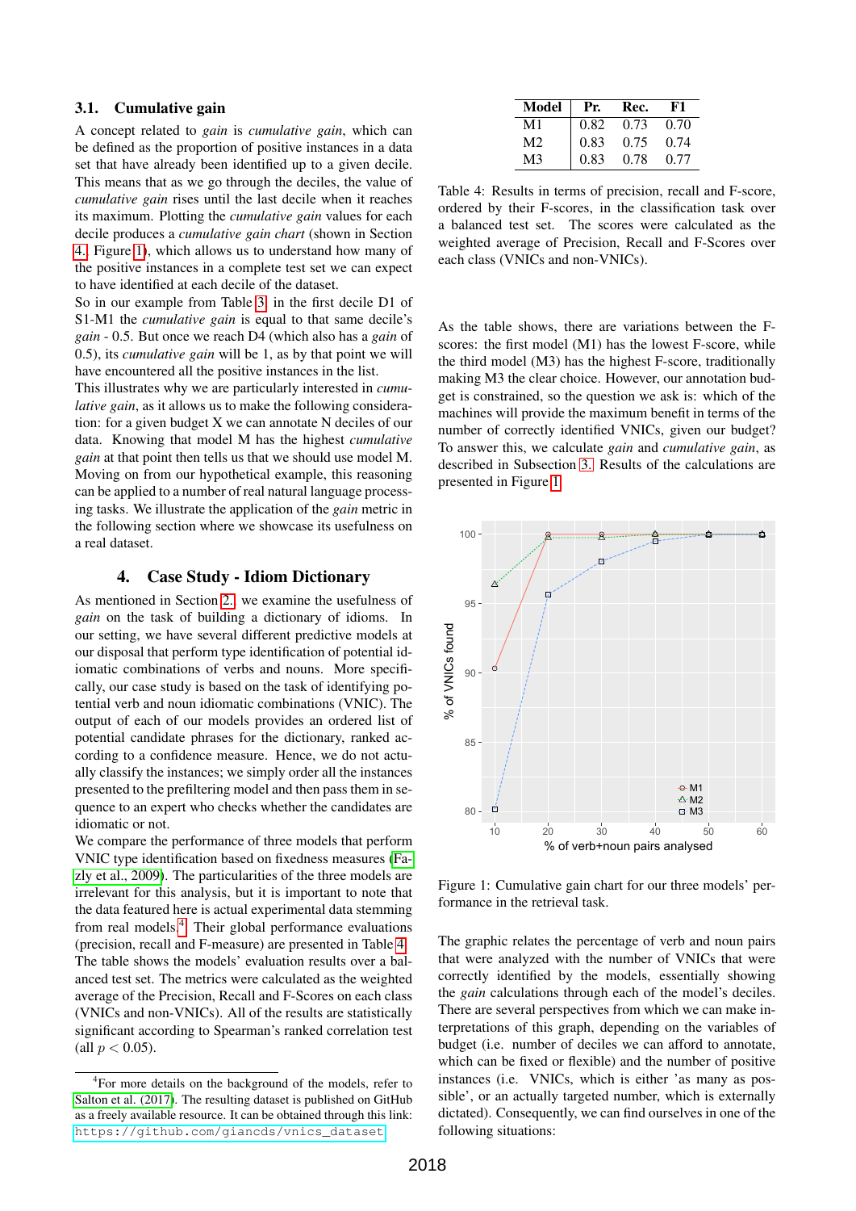### 3.1. Cumulative gain

A concept related to *gain* is *cumulative gain*, which can be defined as the proportion of positive instances in a data set that have already been identified up to a given decile. This means that as we go through the deciles, the value of *cumulative gain* rises until the last decile when it reaches its maximum. Plotting the *cumulative gain* values for each decile produces a *cumulative gain chart* (shown in Section 4., Figure 1), which allows us to understand how many of the positive instances in a complete test set we can expect to have identified at each decile of the dataset.

So in our example from Table 3, in the first decile D1 of S1-M1 the *cumulative gain* is equal to the same decile's *gain* - 0.5. But once we reach D4 (which also has a *gain* of 0.5), its *cumulative gain* will be 1, as by that point we will have encountered all the positive instances in the list.

This illustrates why we are particularly interested in *cumulative gain*, as it allows us to make the following consideration: for a given budget X we can annotate N deciles of our data. Knowing that model M has the highest *cumulative gain* at that point then tells us that we should use model M. Moving on from our hypothetical example, this reasoning can be applied to a number of real natural language processing tasks. We illustrate the application of the *gain* metric in the following section where we showcase its usefulness on a real dataset.

## 4. Case Study - Idiom Dictionary

As mentioned in Section 2., we examine the usefulness of *gain* on the task of building a dictionary of idioms. In our setting, we have several different predictive models at our disposal that perform type identification of potential idiomatic combinations of verbs and nouns. More specifically, our case study is based on the task of identifying potential verb and noun idiomatic combinations (VNIC). The output of each of our models provides an ordered list of potential candidate phrases for the dictionary, ranked according to a confidence measure. Hence, we do not actually classify the instances; we simply order all the instances presented to the prefiltering model and then pass them in sequence to an expert who checks whether the candidates are idiomatic or not.

We compare the performance of three models that perform VNIC type identification based on fixedness measures (Fazly et al., 2009). The particularities of the three models are irrelevant for this analysis, but it is important to note that the data featured here is actual experimental data stemming from real models.[4] Their global performance evaluations (precision, recall and F-measure) are presented in Table 4. The table shows the models' evaluation results over a balanced test set. The metrics were calculated as the weighted average of the Precision, Recall and F-Scores on each class (VNICs and non-VNICs). All of the results are statistically significant according to Spearman's ranked correlation test (all $p < 0.05$).

[4] For more details on the background of the models, refer to Salton et al. (2017). The resulting dataset is published on GitHub as a freely available resource. It can be obtained through this link: https://github.com/giancds/vnics_dataset

| Model | Pr. | Rec. | F1 |
|---|---|---|---|
| M1 | 0.82 | 0.73 | 0.70 |
| M2 | 0.83 | 0.75 | 0.74 |
| M3 | 0.83 | 0.78 | 0.77 |

Table 4: Results in terms of precision, recall and F-score, ordered by their F-scores, in the classification task over a balanced test set. The scores were calculated as the weighted average of Precision, Recall and F-Scores over each class (VNICs and non-VNICs).

As the table shows, there are variations between the F-scores: the first model (M1) has the lowest F-score, while the third model (M3) has the highest F-score, traditionally making M3 the clear choice. However, our annotation budget is constrained, so the question we ask is: which of the machines will provide the maximum benefit in terms of the number of correctly identified VNICs, given our budget? To answer this, we calculate *gain* and *cumulative gain*, as described in Subsection 3.. Results of the calculations are presented in Figure 1.

Figure 1: Cumulative gain chart for our three models' performance in the retrieval task.

The graphic relates the percentage of verb and noun pairs that were analyzed with the number of VNICs that were correctly identified by the models, essentially showing the *gain* calculations through each of the model's deciles. There are several perspectives from which we can make interpretations of this graph, depending on the variables of budget (i.e. number of deciles we can afford to annotate, which can be fixed or flexible) and the number of positive instances (i.e. VNICs, which is either 'as many as possible', or an actually targeted number, which is externally dictated). Consequently, we can find ourselves in one of the following situations: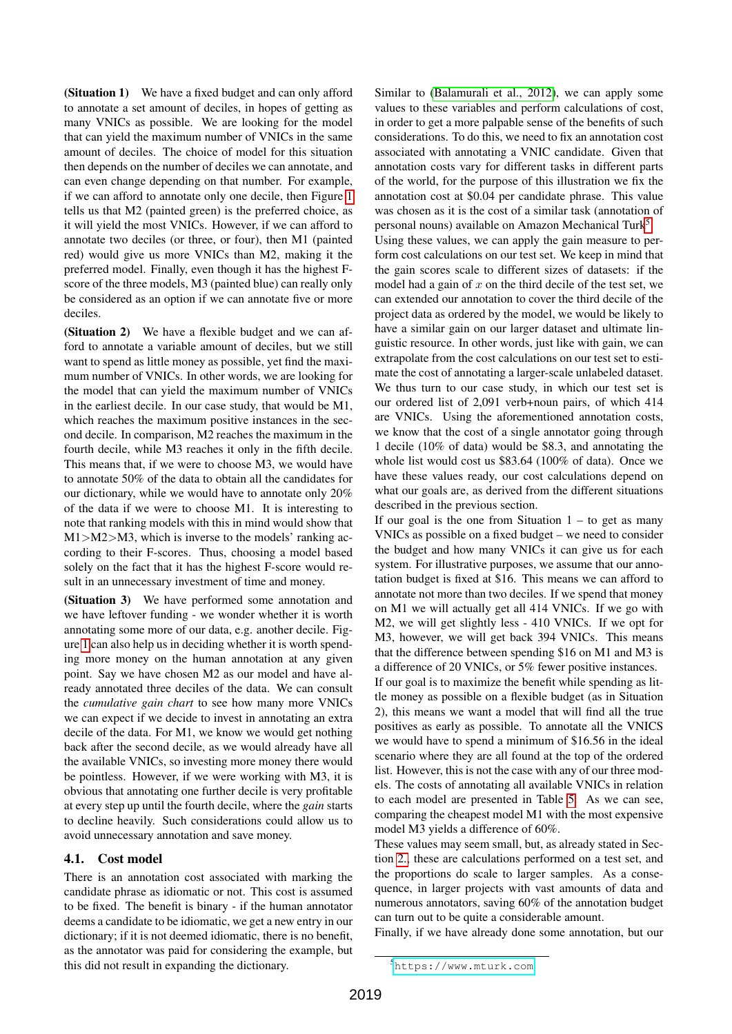**(Situation 1)** We have a fixed budget and can only afford to annotate a set amount of deciles, in hopes of getting as many VNICs as possible. We are looking for the model that can yield the maximum number of VNICs in the same amount of deciles. The choice of model for this situation then depends on the number of deciles we can annotate, and can even change depending on that number. For example, if we can afford to annotate only one decile, then Figure 1 tells us that M2 (painted green) is the preferred choice, as it will yield the most VNICs. However, if we can afford to annotate two deciles (or three, or four), then M1 (painted red) would give us more VNICs than M2, making it the preferred model. Finally, even though it has the highest F-score of the three models, M3 (painted blue) can really only be considered as an option if we can annotate five or more deciles.

**(Situation 2)** We have a flexible budget and we can afford to annotate a variable amount of deciles, but we still want to spend as little money as possible, yet find the maximum number of VNICs. In other words, we are looking for the model that can yield the maximum number of VNICs in the earliest decile. In our case study, that would be M1, which reaches the maximum positive instances in the second decile. In comparison, M2 reaches the maximum in the fourth decile, while M3 reaches it only in the fifth decile. This means that, if we were to choose M3, we would have to annotate 50% of the data to obtain all the candidates for our dictionary, while we would have to annotate only 20% of the data if we were to choose M1. It is interesting to note that ranking models with this in mind would show that M1>M2>M3, which is inverse to the models' ranking according to their F-scores. Thus, choosing a model based solely on the fact that it has the highest F-score would result in an unnecessary investment of time and money.

**(Situation 3)** We have performed some annotation and we have leftover funding - we wonder whether it is worth annotating some more of our data, e.g. another decile. Figure 1 can also help us in deciding whether it is worth spending more money on the human annotation at any given point. Say we have chosen M2 as our model and have already annotated three deciles of the data. We can consult the *cumulative gain chart* to see how many more VNICs we can expect if we decide to invest in annotating an extra decile of the data. For M1, we know we would get nothing back after the second decile, as we would already have all the available VNICs, so investing more money there would be pointless. However, if we were working with M3, it is obvious that annotating one further decile is very profitable at every step up until the fourth decile, where the *gain* starts to decline heavily. Such considerations could allow us to avoid unnecessary annotation and save money.

## 4.1. Cost model

There is an annotation cost associated with marking the candidate phrase as idiomatic or not. This cost is assumed to be fixed. The benefit is binary - if the human annotator deems a candidate to be idiomatic, we get a new entry in our dictionary; if it is not deemed idiomatic, there is no benefit, as the annotator was paid for considering the example, but this did not result in expanding the dictionary.

Similar to (Balamurali et al., 2012), we can apply some values to these variables and perform calculations of cost, in order to get a more palpable sense of the benefits of such considerations. To do this, we need to fix an annotation cost associated with annotating a VNIC candidate. Given that annotation costs vary for different tasks in different parts of the world, for the purpose of this illustration we fix the annotation cost at $0.04 per candidate phrase. This value was chosen as it is the cost of a similar task (annotation of personal nouns) available on Amazon Mechanical Turk[5].

Using these values, we can apply the gain measure to perform cost calculations on our test set. We keep in mind that the gain scores scale to different sizes of datasets: if the model had a gain of $x$ on the third decile of the test set, we can extended our annotation to cover the third decile of the project data as ordered by the model, we would be likely to have a similar gain on our larger dataset and ultimate linguistic resource. In other words, just like with gain, we can extrapolate from the cost calculations on our test set to estimate the cost of annotating a larger-scale unlabeled dataset.

We thus turn to our case study, in which our test set is our ordered list of 2,091 verb+noun pairs, of which 414 are VNICs. Using the aforementioned annotation costs, we know that the cost of a single annotator going through 1 decile (10% of data) would be $8.3, and annotating the whole list would cost us $83.64 (100% of data). Once we have these values ready, our cost calculations depend on what our goals are, as derived from the different situations described in the previous section.

If our goal is the one from Situation 1 – to get as many VNICs as possible on a fixed budget – we need to consider the budget and how many VNICs it can give us for each system. For illustrative purposes, we assume that our annotation budget is fixed at $16. This means we can afford to annotate not more than two deciles. If we spend that money on M1 we will actually get all 414 VNICs. If we go with M2, we will get slightly less - 410 VNICs. If we opt for M3, however, we will get back 394 VNICs. This means that the difference between spending $16 on M1 and M3 is a difference of 20 VNICs, or 5% fewer positive instances.

If our goal is to maximize the benefit while spending as little money as possible on a flexible budget (as in Situation 2), this means we want a model that will find all the true positives as early as possible. To annotate all the VNICS we would have to spend a minimum of $16.56 in the ideal scenario where they are all found at the top of the ordered list. However, this is not the case with any of our three models. The costs of annotating all available VNICs in relation to each model are presented in Table 5. As we can see, comparing the cheapest model M1 with the most expensive model M3 yields a difference of 60%.

These values may seem small, but, as already stated in Section 2., these are calculations performed on a test set, and the proportions do scale to larger samples. As a consequence, in larger projects with vast amounts of data and numerous annotators, saving 60% of the annotation budget can turn out to be quite a considerable amount.

Finally, if we have already done some annotation, but our

[5] https://www.mturk.com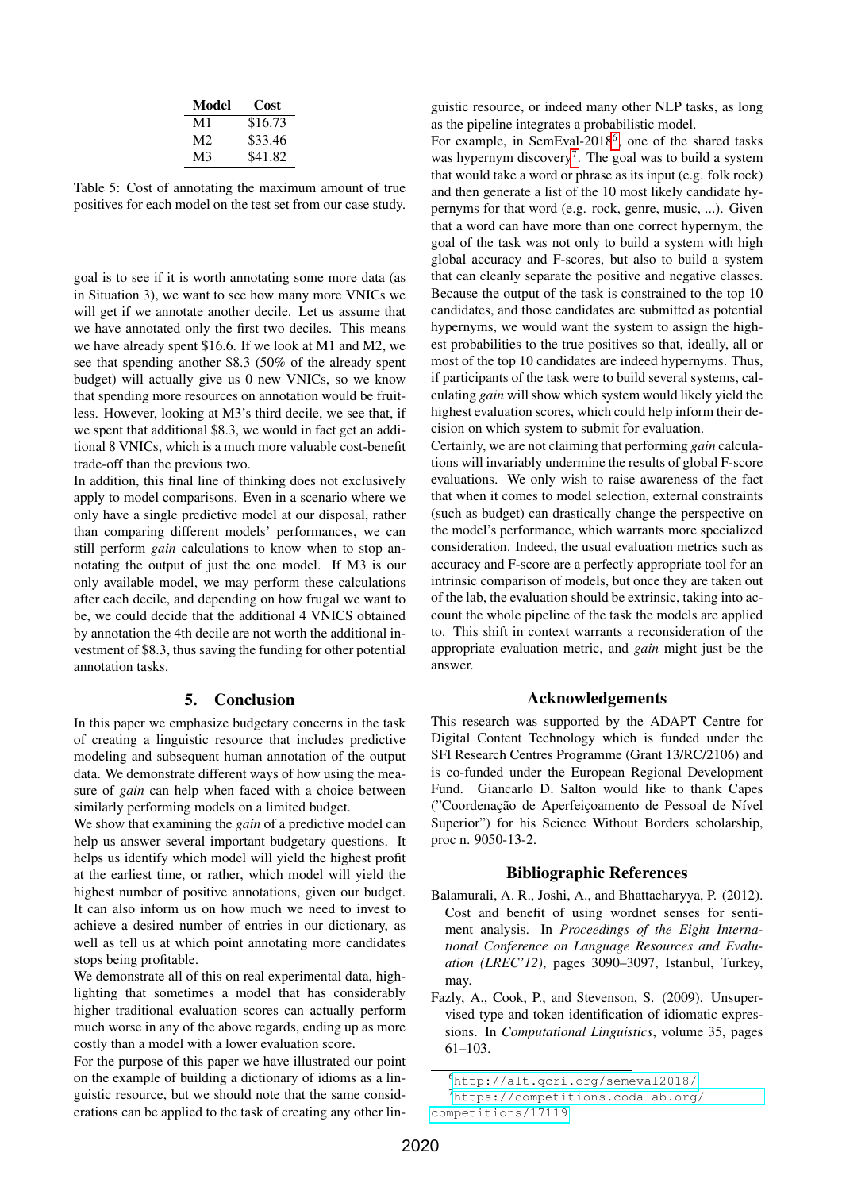| Model | Cost |
|---|---|
| M1 | $16.73 |
| M2 | $33.46 |
| M3 | $41.82 |

Table 5: Cost of annotating the maximum amount of true positives for each model on the test set from our case study.

goal is to see if it is worth annotating some more data (as in Situation 3), we want to see how many more VNICs we will get if we annotate another decile. Let us assume that we have annotated only the first two deciles. This means we have already spent $16.6. If we look at M1 and M2, we see that spending another $8.3 (50% of the already spent budget) will actually give us 0 new VNICs, so we know that spending more resources on annotation would be fruitless. However, looking at M3's third decile, we see that, if we spent that additional $8.3, we would in fact get an additional 8 VNICs, which is a much more valuable cost-benefit trade-off than the previous two.

In addition, this final line of thinking does not exclusively apply to model comparisons. Even in a scenario where we only have a single predictive model at our disposal, rather than comparing different models' performances, we can still perform *gain* calculations to know when to stop annotating the output of just the one model. If M3 is our only available model, we may perform these calculations after each decile, and depending on how frugal we want to be, we could decide that the additional 4 VNICS obtained by annotation the 4th decile are not worth the additional investment of $8.3, thus saving the funding for other potential annotation tasks.

## 5. Conclusion

In this paper we emphasize budgetary concerns in the task of creating a linguistic resource that includes predictive modeling and subsequent human annotation of the output data. We demonstrate different ways of how using the measure of *gain* can help when faced with a choice between similarly performing models on a limited budget.

We show that examining the *gain* of a predictive model can help us answer several important budgetary questions. It helps us identify which model will yield the highest profit at the earliest time, or rather, which model will yield the highest number of positive annotations, given our budget. It can also inform us on how much we need to invest to achieve a desired number of entries in our dictionary, as well as tell us at which point annotating more candidates stops being profitable.

We demonstrate all of this on real experimental data, highlighting that sometimes a model that has considerably higher traditional evaluation scores can actually perform much worse in any of the above regards, ending up as more costly than a model with a lower evaluation score.

For the purpose of this paper we have illustrated our point on the example of building a dictionary of idioms as a linguistic resource, but we should note that the same considerations can be applied to the task of creating any other linguistic resource, or indeed many other NLP tasks, as long as the pipeline integrates a probabilistic model.

For example, in SemEval-2018[6], one of the shared tasks was hypernym discovery[7]. The goal was to build a system that would take a word or phrase as its input (e.g. folk rock) and then generate a list of the 10 most likely candidate hypernyms for that word (e.g. rock, genre, music, ...). Given that a word can have more than one correct hypernym, the goal of the task was not only to build a system with high global accuracy and F-scores, but also to build a system that can cleanly separate the positive and negative classes. Because the output of the task is constrained to the top 10 candidates, and those candidates are submitted as potential hypernyms, we would want the system to assign the highest probabilities to the true positives so that, ideally, all or most of the top 10 candidates are indeed hypernyms. Thus, if participants of the task were to build several systems, calculating *gain* will show which system would likely yield the highest evaluation scores, which could help inform their decision on which system to submit for evaluation.

Certainly, we are not claiming that performing *gain* calculations will invariably undermine the results of global F-score evaluations. We only wish to raise awareness of the fact that when it comes to model selection, external constraints (such as budget) can drastically change the perspective on the model's performance, which warrants more specialized consideration. Indeed, the usual evaluation metrics such as accuracy and F-score are a perfectly appropriate tool for an intrinsic comparison of models, but once they are taken out of the lab, the evaluation should be extrinsic, taking into account the whole pipeline of the task the models are applied to. This shift in context warrants a reconsideration of the appropriate evaluation metric, and *gain* might just be the answer.

## Acknowledgements

This research was supported by the ADAPT Centre for Digital Content Technology which is funded under the SFI Research Centres Programme (Grant 13/RC/2106) and is co-funded under the European Regional Development Fund. Giancarlo D. Salton would like to thank Capes ("Coordenação de Aperfeiçoamento de Pessoal de Nível Superior") for his Science Without Borders scholarship, proc n. 9050-13-2.

## Bibliographic References

Balamurali, A. R., Joshi, A., and Bhattacharyya, P. (2012). Cost and benefit of using wordnet senses for sentiment analysis. In *Proceedings of the Eight International Conference on Language Resources and Evaluation (LREC'12)*, pages 3090–3097, Istanbul, Turkey, may.

Fazly, A., Cook, P., and Stevenson, S. (2009). Unsupervised type and token identification of idiomatic expressions. In *Computational Linguistics*, volume 35, pages 61–103.

[6] http://alt.qcri.org/semeval2018/

[7] https://competitions.codalab.org/competitions/17119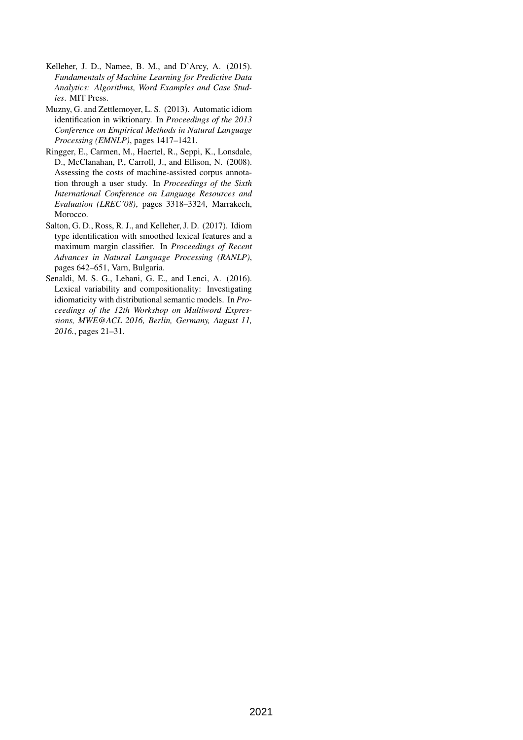Kelleher, J. D., Namee, B. M., and D'Arcy, A. (2015). *Fundamentals of Machine Learning for Predictive Data Analytics: Algorithms, Word Examples and Case Studies*. MIT Press.

Muzny, G. and Zettlemoyer, L. S. (2013). Automatic idiom identification in wiktionary. In *Proceedings of the 2013 Conference on Empirical Methods in Natural Language Processing (EMNLP)*, pages 1417–1421.

Ringger, E., Carmen, M., Haertel, R., Seppi, K., Lonsdale, D., McClanahan, P., Carroll, J., and Ellison, N. (2008). Assessing the costs of machine-assisted corpus annotation through a user study. In *Proceedings of the Sixth International Conference on Language Resources and Evaluation (LREC'08)*, pages 3318–3324, Marrakech, Morocco.

Salton, G. D., Ross, R. J., and Kelleher, J. D. (2017). Idiom type identification with smoothed lexical features and a maximum margin classifier. In *Proceedings of Recent Advances in Natural Language Processing (RANLP)*, pages 642–651, Varn, Bulgaria.

Senaldi, M. S. G., Lebani, G. E., and Lenci, A. (2016). Lexical variability and compositionality: Investigating idiomaticity with distributional semantic models. In *Proceedings of the 12th Workshop on Multiword Expressions, MWE@ACL 2016, Berlin, Germany, August 11, 2016.*, pages 21–31.